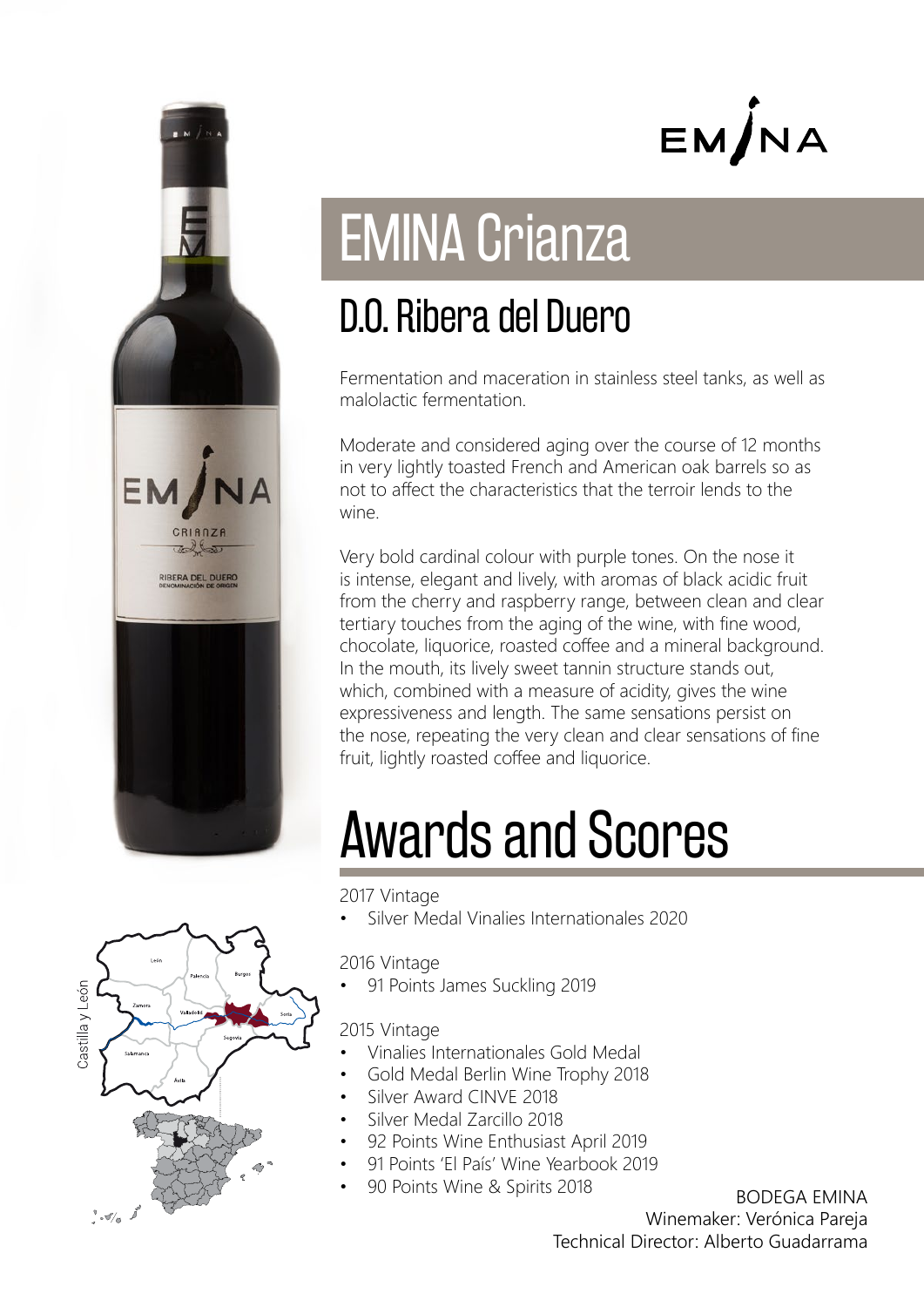EMINA

# EMINA Crianza

## D.O. Ribera del Duero

Fermentation and maceration in stainless steel tanks, as well as malolactic fermentation.

Moderate and considered aging over the course of 12 months in very lightly toasted French and American oak barrels so as not to affect the characteristics that the terroir lends to the wine.

Very bold cardinal colour with purple tones. On the nose it is intense, elegant and lively, with aromas of black acidic fruit from the cherry and raspberry range, between clean and clear tertiary touches from the aging of the wine, with fine wood, chocolate, liquorice, roasted coffee and a mineral background. In the mouth, its lively sweet tannin structure stands out, which, combined with a measure of acidity, gives the wine expressiveness and length. The same sensations persist on the nose, repeating the very clean and clear sensations of fine fruit, lightly roasted coffee and liquorice.

# Awards and Scores

2017 Vintage

- Silver Medal Vinalies Internationales 2020

2016 Vintage

- 91 Points James Suckling 2019

2015 Vintage

- Vinalies Internationales Gold Medal
- Gold Medal Berlin Wine Trophy 2018
- Silver Award CINVE 2018
- Silver Medal Zarcillo 2018
- 92 Points Wine Enthusiast April 2019
- 91 Points 'El País' Wine Yearbook 2019
- 90 Points Wine & Spirits 2018

BODEGA EMINA
Winemaker: Verónica Pareja
Technical Director: Alberto Guadarrama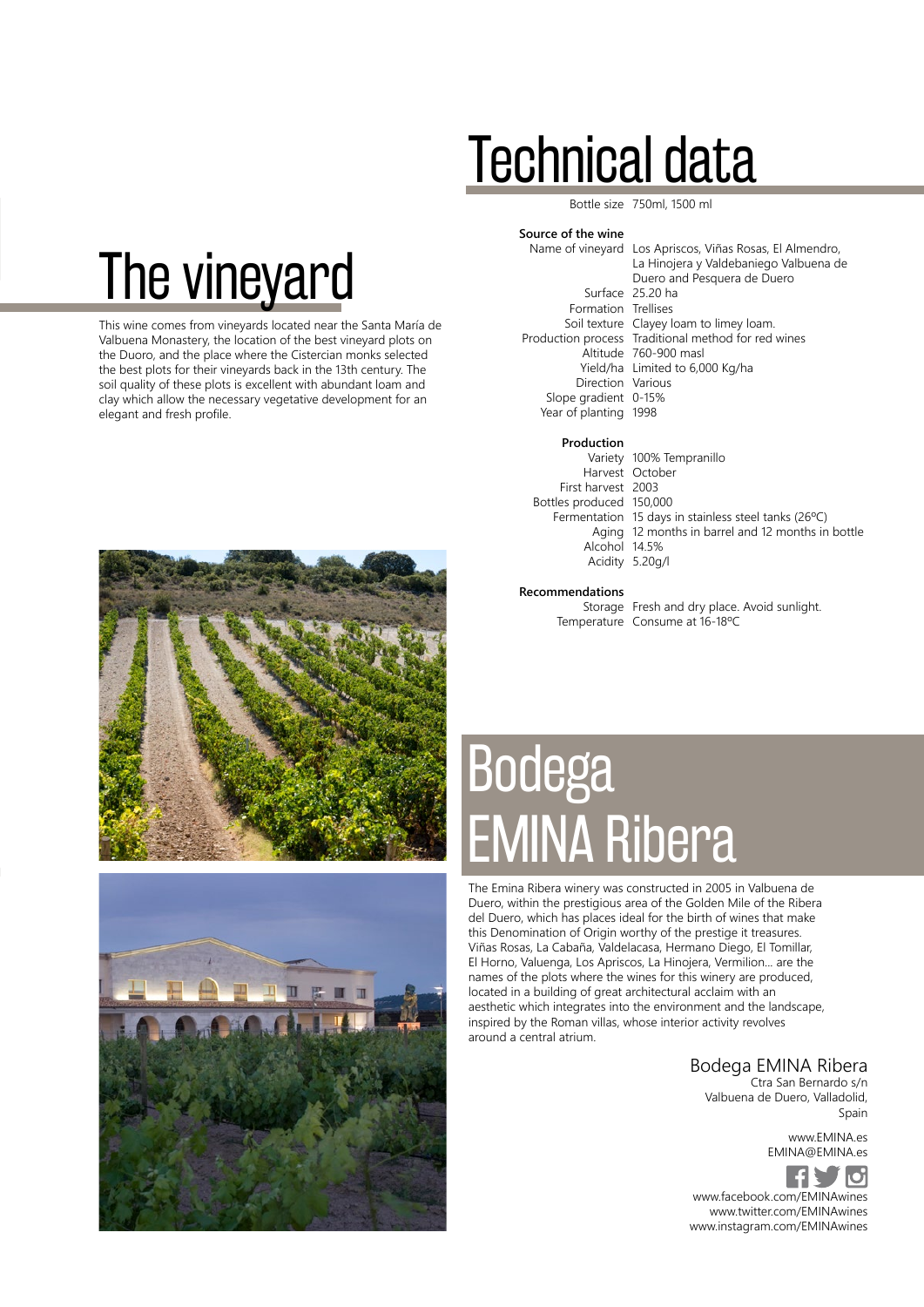# The vineyard

This wine comes from vineyards located near the Santa María de Valbuena Monastery, the location of the best vineyard plots on the Duoro, and the place where the Cistercian monks selected the best plots for their vineyards back in the 13th century. The soil quality of these plots is excellent with abundant loam and clay which allow the necessary vegetative development for an elegant and fresh profile.

# Technical data

| | |
|---|---|
| Bottle size | 750ml, 1500 ml |

**Source of the wine**

| | |
|---|---|
| Name of vineyard | Los Apriscos, Viñas Rosas, El Almendro, La Hinojera y Valdebaniego Valbuena de Duero and Pesquera de Duero |
| Surface | 25.20 ha |
| Formation | Trellises |
| Soil texture | Clayey loam to limey loam. |
| Production process | Traditional method for red wines |
| Altitude | 760-900 masl |
| Yield/ha | Limited to 6,000 Kg/ha |
| Direction | Various |
| Slope gradient | 0-15% |
| Year of planting | 1998 |

**Production**

| | |
|---|---|
| Variety | 100% Tempranillo |
| Harvest | October |
| First harvest | 2003 |
| Bottles produced | 150,000 |
| Fermentation | 15 days in stainless steel tanks (26ºC) |
| Aging | 12 months in barrel and 12 months in bottle |
| Alcohol | 14.5% |
| Acidity | 5.20g/l |

**Recommendations**

| | |
|---|---|
| Storage | Fresh and dry place. Avoid sunlight. |
| Temperature | Consume at 16-18ºC |

# Bodega EMINA Ribera

The Emina Ribera winery was constructed in 2005 in Valbuena de Duero, within the prestigious area of the Golden Mile of the Ribera del Duero, which has places ideal for the birth of wines that make this Denomination of Origin worthy of the prestige it treasures. Viñas Rosas, La Cabaña, Valdelacasa, Hermano Diego, El Tomillar, El Horno, Valuenga, Los Apriscos, La Hinojera, Vermilion... are the names of the plots where the wines for this winery are produced, located in a building of great architectural acclaim with an aesthetic which integrates into the environment and the landscape, inspired by the Roman villas, whose interior activity revolves around a central atrium.

Bodega EMINA Ribera
Ctra San Bernardo s/n
Valbuena de Duero, Valladolid,
Spain

www.EMINA.es
EMINA@EMINA.es

www.facebook.com/EMINAwines
www.twitter.com/EMINAwines
www.instagram.com/EMINAwines